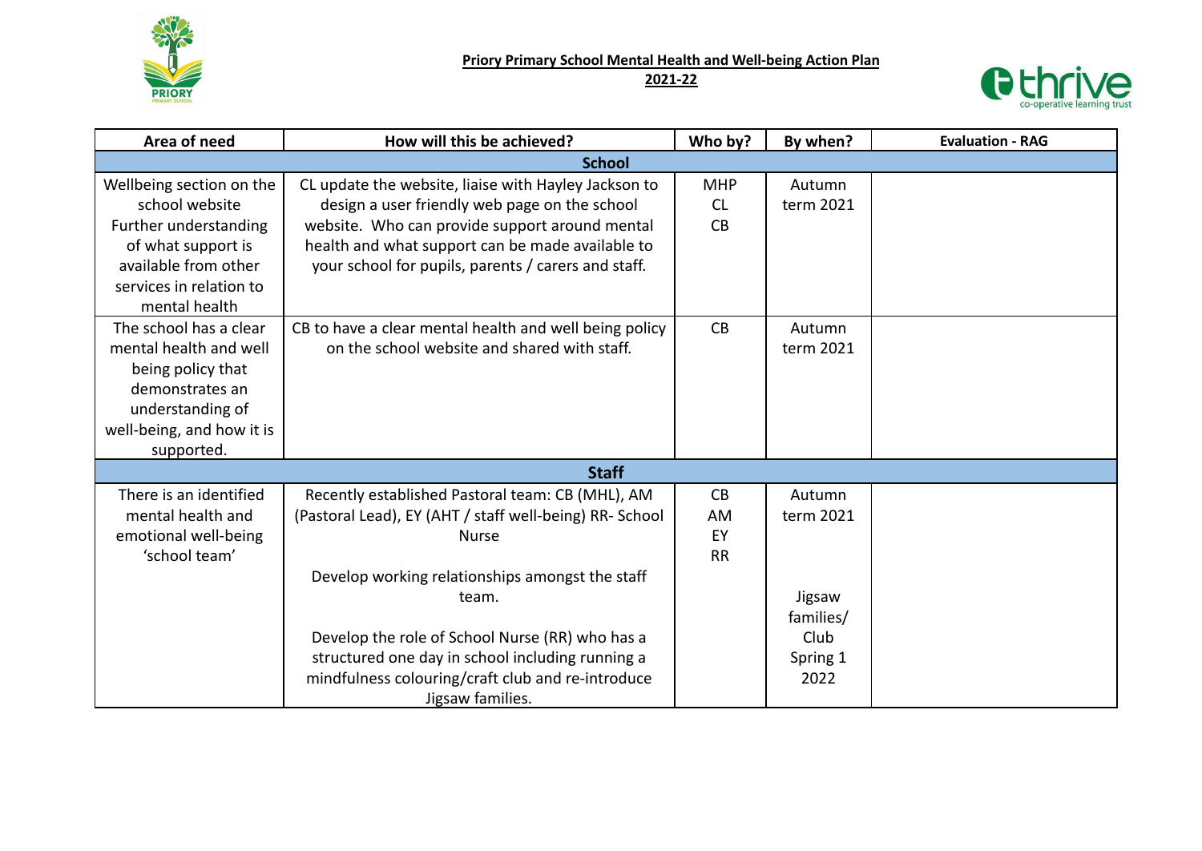**Priory Primary School Mental Health and Well-being Action Plan**
**2021-22**

| Area of need | How will this be achieved? | Who by? | By when? | Evaluation - RAG |
|---|---|---|---|---|
| **School** | | | | |
| Wellbeing section on the school website Further understanding of what support is available from other services in relation to mental health | CL update the website, liaise with Hayley Jackson to design a user friendly web page on the school website. Who can provide support around mental health and what support can be made available to your school for pupils, parents / carers and staff. | MHP CL CB | Autumn term 2021 | |
| The school has a clear mental health and well being policy that demonstrates an understanding of well-being, and how it is supported. | CB to have a clear mental health and well being policy on the school website and shared with staff. | CB | Autumn term 2021 | |
| **Staff** | | | | |
| There is an identified mental health and emotional well-being 'school team' | Recently established Pastoral team: CB (MHL), AM (Pastoral Lead), EY (AHT / staff well-being) RR- School Nurse<br><br>Develop working relationships amongst the staff team.<br><br>Develop the role of School Nurse (RR) who has a structured one day in school including running a mindfulness colouring/craft club and re-introduce Jigsaw families. | CB AM EY RR | Autumn term 2021<br><br>Jigsaw families/ Club Spring 1 2022 | |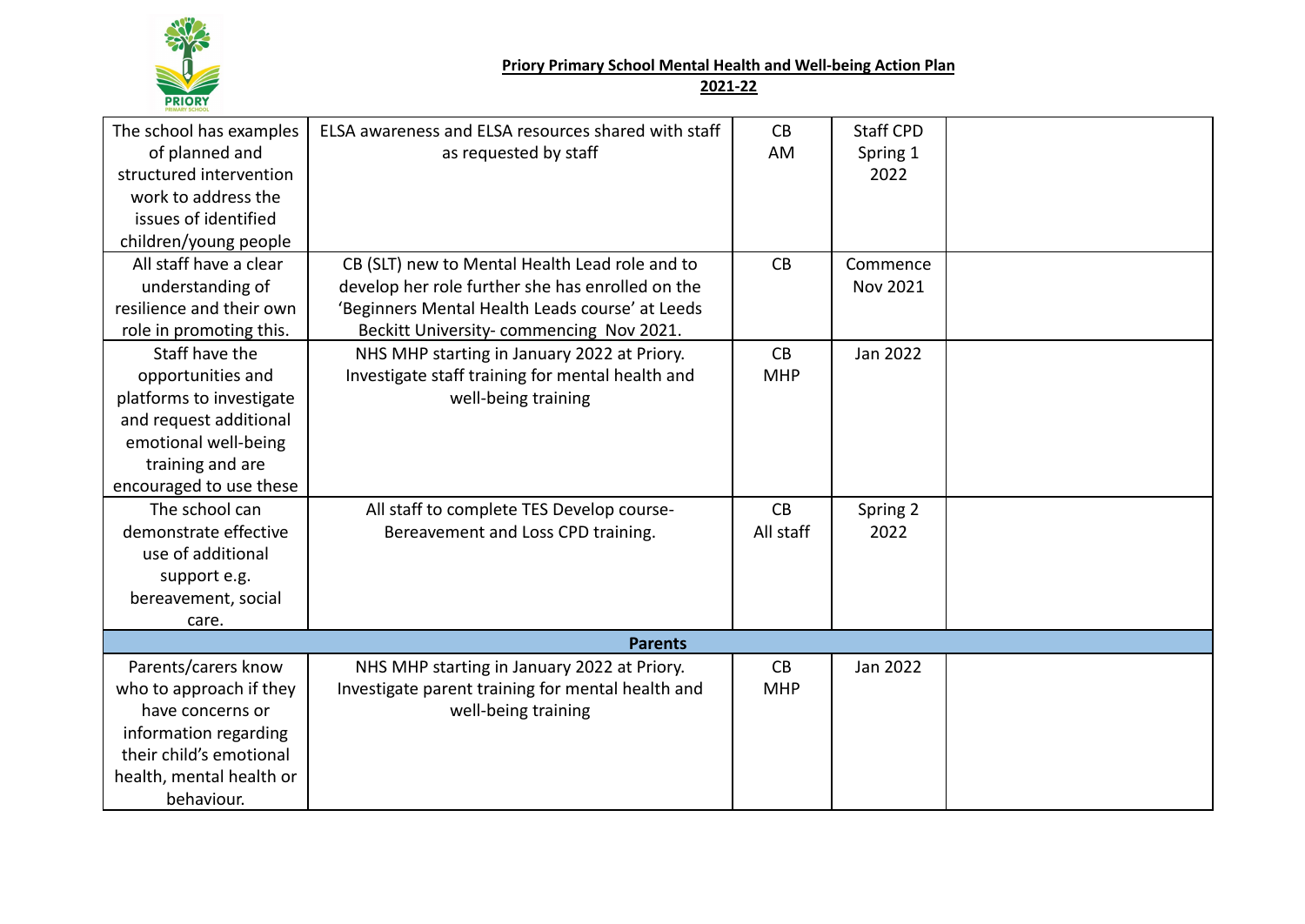**Priory Primary School Mental Health and Well-being Action Plan**
**2021-22**

| | | | | |
|---|---|---|---|---|
| The school has examples of planned and structured intervention work to address the issues of identified children/young people | ELSA awareness and ELSA resources shared with staff as requested by staff | CB AM | Staff CPD Spring 1 2022 | |
| All staff have a clear understanding of resilience and their own role in promoting this. | CB (SLT) new to Mental Health Lead role and to develop her role further she has enrolled on the 'Beginners Mental Health Leads course' at Leeds Beckitt University- commencing Nov 2021. | CB | Commence Nov 2021 | |
| Staff have the opportunities and platforms to investigate and request additional emotional well-being training and are encouraged to use these | NHS MHP starting in January 2022 at Priory. Investigate staff training for mental health and well-being training | CB MHP | Jan 2022 | |
| The school can demonstrate effective use of additional support e.g. bereavement, social care. | All staff to complete TES Develop course- Bereavement and Loss CPD training. | CB All staff | Spring 2 2022 | |
| **Parents** | | | | |
| Parents/carers know who to approach if they have concerns or information regarding their child's emotional health, mental health or behaviour. | NHS MHP starting in January 2022 at Priory. Investigate parent training for mental health and well-being training | CB MHP | Jan 2022 | |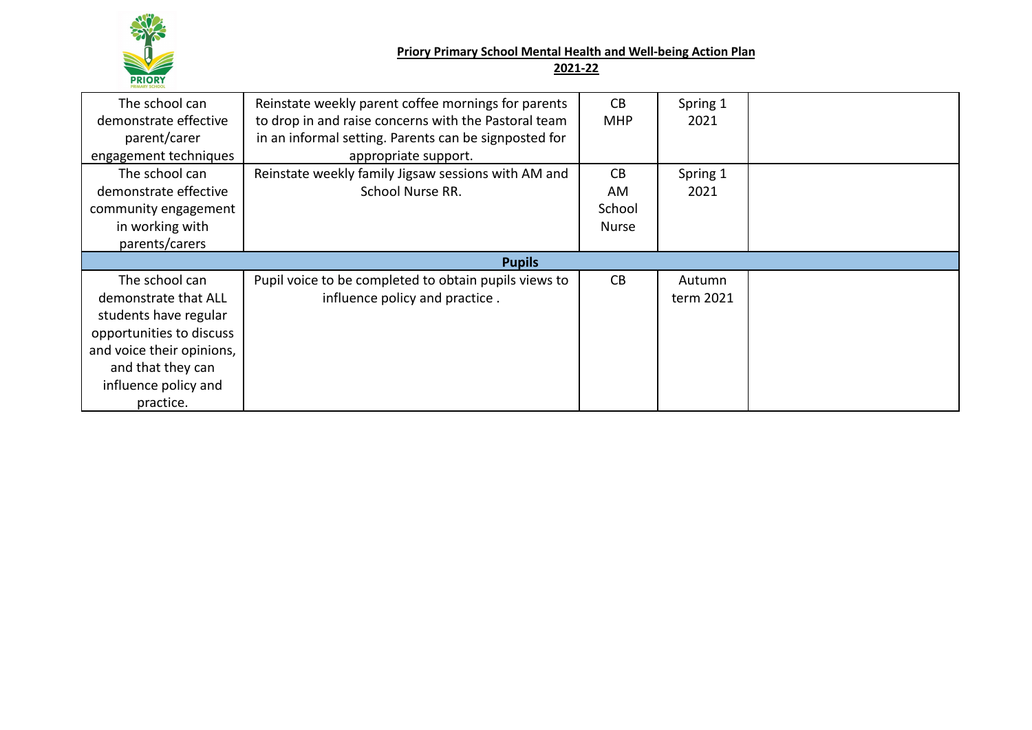**Priory Primary School Mental Health and Well-being Action Plan**
**2021-22**

| | | | | |
|---|---|---|---|---|
| The school can demonstrate effective parent/carer engagement techniques | Reinstate weekly parent coffee mornings for parents to drop in and raise concerns with the Pastoral team in an informal setting. Parents can be signposted for appropriate support. | CB MHP | Spring 1 2021 | |
| The school can demonstrate effective community engagement in working with parents/carers | Reinstate weekly family Jigsaw sessions with AM and School Nurse RR. | CB AM School Nurse | Spring 1 2021 | |
| **Pupils** | | | | |
| The school can demonstrate that ALL students have regular opportunities to discuss and voice their opinions, and that they can influence policy and practice. | Pupil voice to be completed to obtain pupils views to influence policy and practice . | CB | Autumn term 2021 | |